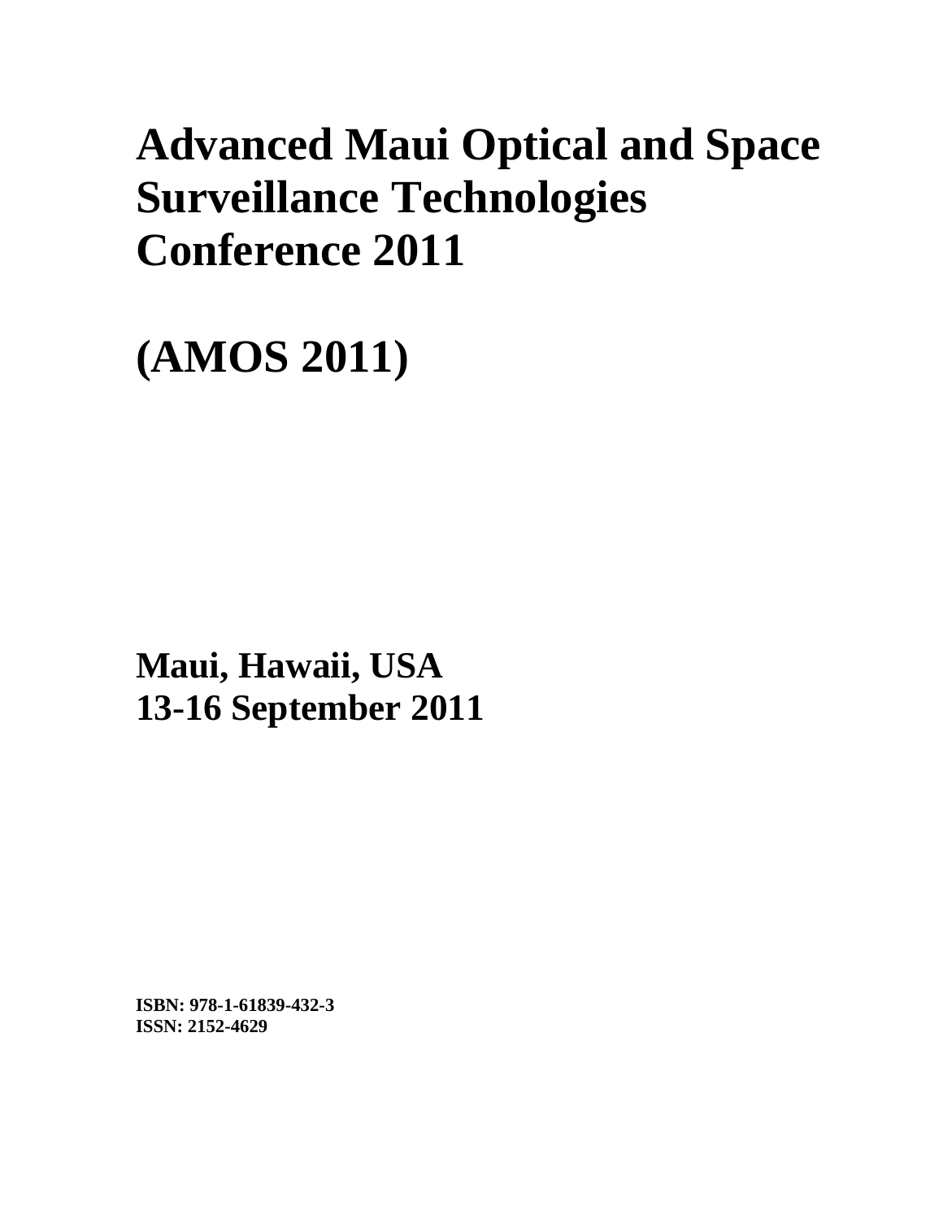# Advanced Maui Optical and Space Surveillance Technologies Conference 2011

# (AMOS 2011)

## Maui, Hawaii, USA
## 13-16 September 2011

**ISBN: 978-1-61839-432-3**
**ISSN: 2152-4629**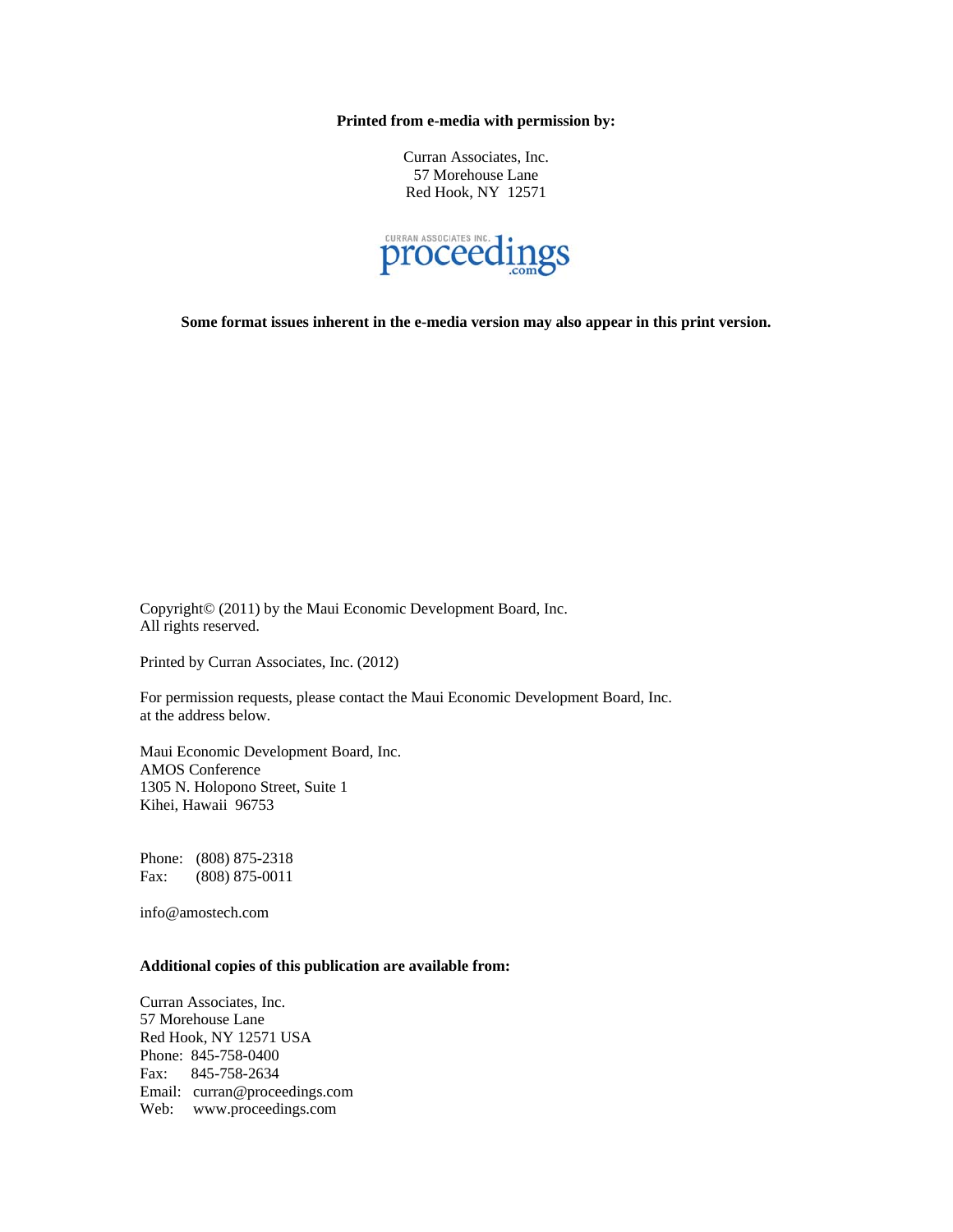**Printed from e-media with permission by:**

Curran Associates, Inc.
57 Morehouse Lane
Red Hook, NY 12571

CURRAN ASSOCIATES INC. proceedings.com

**Some format issues inherent in the e-media version may also appear in this print version.**

Copyright© (2011) by the Maui Economic Development Board, Inc.
All rights reserved.

Printed by Curran Associates, Inc. (2012)

For permission requests, please contact the Maui Economic Development Board, Inc. at the address below.

Maui Economic Development Board, Inc.
AMOS Conference
1305 N. Holopono Street, Suite 1
Kihei, Hawaii 96753

Phone: (808) 875-2318
Fax: (808) 875-0011

info@amostech.com

**Additional copies of this publication are available from:**

Curran Associates, Inc.
57 Morehouse Lane
Red Hook, NY 12571 USA
Phone: 845-758-0400
Fax: 845-758-2634
Email: curran@proceedings.com
Web: www.proceedings.com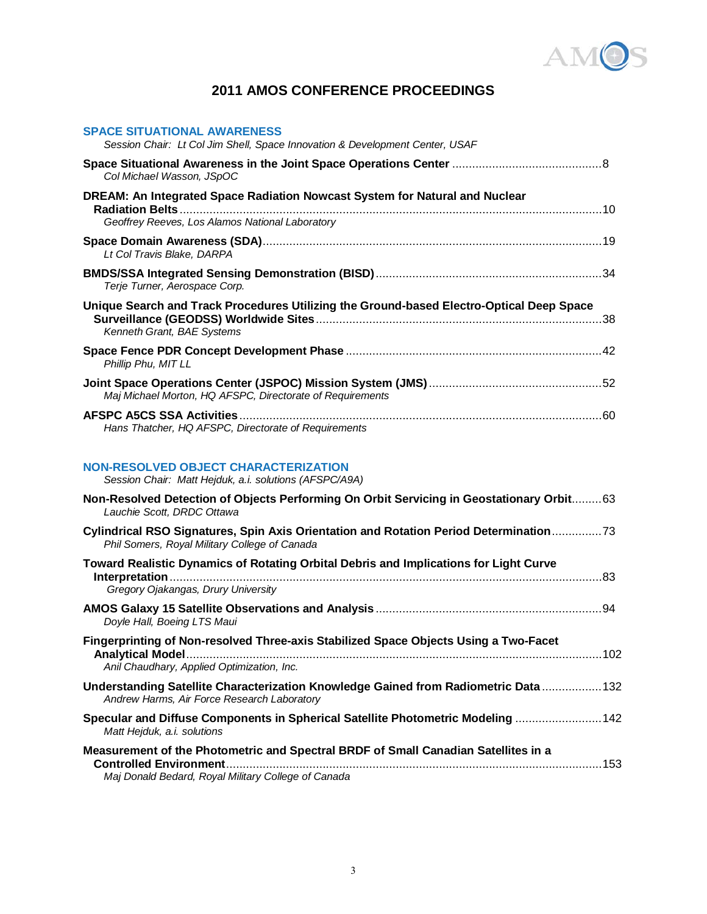# 2011 AMOS CONFERENCE PROCEEDINGS

## SPACE SITUATIONAL AWARENESS

*Session Chair: Lt Col Jim Shell, Space Innovation & Development Center, USAF*

**Space Situational Awareness in the Joint Space Operations Center** ....8
*Col Michael Wasson, JSpOC*

**DREAM: An Integrated Space Radiation Nowcast System for Natural and Nuclear Radiation Belts** ....10
*Geoffrey Reeves, Los Alamos National Laboratory*

**Space Domain Awareness (SDA)** ....19
*Lt Col Travis Blake, DARPA*

**BMDS/SSA Integrated Sensing Demonstration (BISD)** ....34
*Terje Turner, Aerospace Corp.*

**Unique Search and Track Procedures Utilizing the Ground-based Electro-Optical Deep Space Surveillance (GEODSS) Worldwide Sites** ....38
*Kenneth Grant, BAE Systems*

**Space Fence PDR Concept Development Phase** ....42
*Phillip Phu, MIT LL*

**Joint Space Operations Center (JSPOC) Mission System (JMS)** ....52
*Maj Michael Morton, HQ AFSPC, Directorate of Requirements*

**AFSPC A5CS SSA Activities** ....60
*Hans Thatcher, HQ AFSPC, Directorate of Requirements*

## NON-RESOLVED OBJECT CHARACTERIZATION

*Session Chair: Matt Hejduk, a.i. solutions (AFSPC/A9A)*

**Non-Resolved Detection of Objects Performing On Orbit Servicing in Geostationary Orbit** ....63
*Lauchie Scott, DRDC Ottawa*

**Cylindrical RSO Signatures, Spin Axis Orientation and Rotation Period Determination** ....73
*Phil Somers, Royal Military College of Canada*

**Toward Realistic Dynamics of Rotating Orbital Debris and Implications for Light Curve Interpretation** ....83
*Gregory Ojakangas, Drury University*

**AMOS Galaxy 15 Satellite Observations and Analysis** ....94
*Doyle Hall, Boeing LTS Maui*

**Fingerprinting of Non-resolved Three-axis Stabilized Space Objects Using a Two-Facet Analytical Model** ....102
*Anil Chaudhary, Applied Optimization, Inc.*

**Understanding Satellite Characterization Knowledge Gained from Radiometric Data** ....132
*Andrew Harms, Air Force Research Laboratory*

**Specular and Diffuse Components in Spherical Satellite Photometric Modeling** ....142
*Matt Hejduk, a.i. solutions*

**Measurement of the Photometric and Spectral BRDF of Small Canadian Satellites in a Controlled Environment** ....153
*Maj Donald Bedard, Royal Military College of Canada*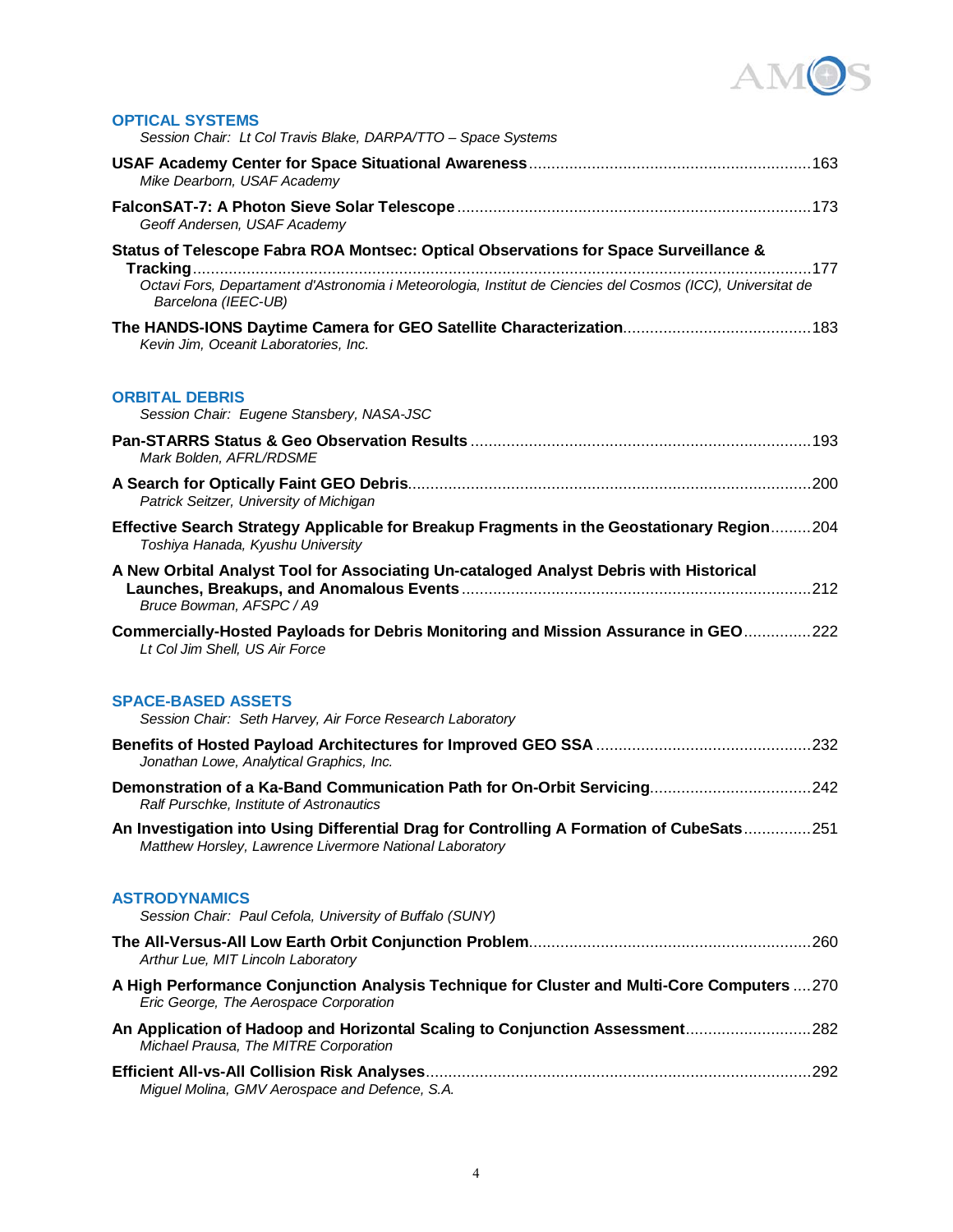## OPTICAL SYSTEMS

*Session Chair: Lt Col Travis Blake, DARPA/TTO – Space Systems*

**USAF Academy Center for Space Situational Awareness** ............................................................... 163
*Mike Dearborn, USAF Academy*

**FalconSAT-7: A Photon Sieve Solar Telescope** ............................................................................... 173
*Geoff Andersen, USAF Academy*

**Status of Telescope Fabra ROA Montsec: Optical Observations for Space Surveillance & Tracking** ....................................................................................................................................... 177
*Octavi Fors, Departament d'Astronomia i Meteorologia, Institut de Ciencies del Cosmos (ICC), Universitat de Barcelona (IEEC-UB)*

**The HANDS-IONS Daytime Camera for GEO Satellite Characterization** .......................................... 183
*Kevin Jim, Oceanit Laboratories, Inc.*

## ORBITAL DEBRIS

*Session Chair: Eugene Stansbery, NASA-JSC*

**Pan-STARRS Status & Geo Observation Results** ............................................................................ 193
*Mark Bolden, AFRL/RDSME*

**A Search for Optically Faint GEO Debris** ......................................................................................... 200
*Patrick Seitzer, University of Michigan*

**Effective Search Strategy Applicable for Breakup Fragments in the Geostationary Region** ......... 204
*Toshiya Hanada, Kyushu University*

**A New Orbital Analyst Tool for Associating Un-cataloged Analyst Debris with Historical Launches, Breakups, and Anomalous Events** ............................................................................. 212
*Bruce Bowman, AFSPC / A9*

**Commercially-Hosted Payloads for Debris Monitoring and Mission Assurance in GEO** ............... 222
*Lt Col Jim Shell, US Air Force*

## SPACE-BASED ASSETS

*Session Chair: Seth Harvey, Air Force Research Laboratory*

**Benefits of Hosted Payload Architectures for Improved GEO SSA** ................................................ 232
*Jonathan Lowe, Analytical Graphics, Inc.*

**Demonstration of a Ka-Band Communication Path for On-Orbit Servicing** .................................... 242
*Ralf Purschke, Institute of Astronautics*

**An Investigation into Using Differential Drag for Controlling A Formation of CubeSats** ............... 251
*Matthew Horsley, Lawrence Livermore National Laboratory*

## ASTRODYNAMICS

*Session Chair: Paul Cefola, University of Buffalo (SUNY)*

**The All-Versus-All Low Earth Orbit Conjunction Problem** ............................................................... 260
*Arthur Lue, MIT Lincoln Laboratory*

**A High Performance Conjunction Analysis Technique for Cluster and Multi-Core Computers** .... 270
*Eric George, The Aerospace Corporation*

**An Application of Hadoop and Horizontal Scaling to Conjunction Assessment** ............................ 282
*Michael Prausa, The MITRE Corporation*

**Efficient All-vs-All Collision Risk Analyses** ..................................................................................... 292
*Miguel Molina, GMV Aerospace and Defence, S.A.*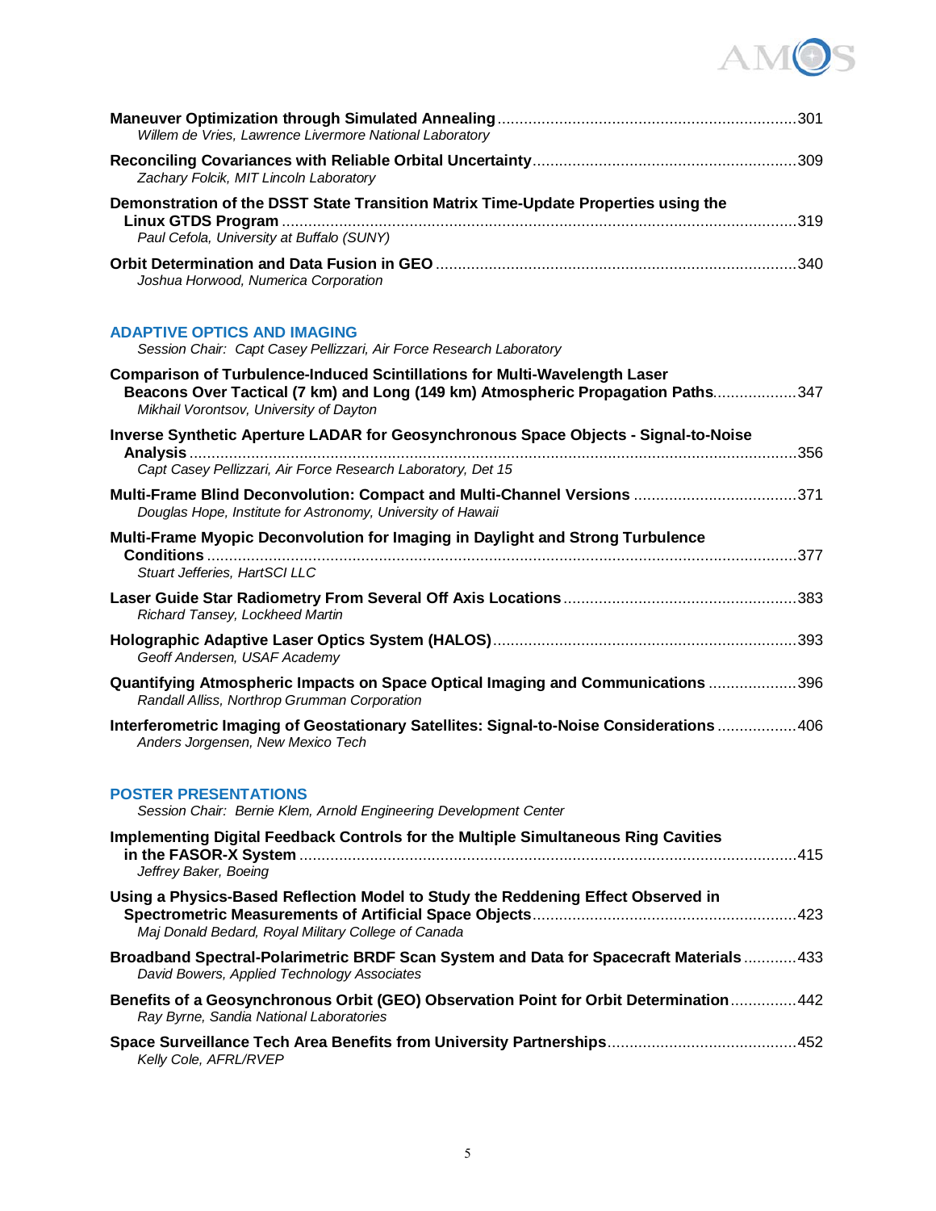**Maneuver Optimization through Simulated Annealing** .......... 301
*Willem de Vries, Lawrence Livermore National Laboratory*

**Reconciling Covariances with Reliable Orbital Uncertainty** .......... 309
*Zachary Folcik, MIT Lincoln Laboratory*

**Demonstration of the DSST State Transition Matrix Time-Update Properties using the Linux GTDS Program** .......... 319
*Paul Cefola, University at Buffalo (SUNY)*

**Orbit Determination and Data Fusion in GEO** .......... 340
*Joshua Horwood, Numerica Corporation*

## ADAPTIVE OPTICS AND IMAGING

*Session Chair: Capt Casey Pellizzari, Air Force Research Laboratory*

**Comparison of Turbulence-Induced Scintillations for Multi-Wavelength Laser Beacons Over Tactical (7 km) and Long (149 km) Atmospheric Propagation Paths** .......... 347
*Mikhail Vorontsov, University of Dayton*

**Inverse Synthetic Aperture LADAR for Geosynchronous Space Objects - Signal-to-Noise Analysis** .......... 356
*Capt Casey Pellizzari, Air Force Research Laboratory, Det 15*

**Multi-Frame Blind Deconvolution: Compact and Multi-Channel Versions** .......... 371
*Douglas Hope, Institute for Astronomy, University of Hawaii*

**Multi-Frame Myopic Deconvolution for Imaging in Daylight and Strong Turbulence Conditions** .......... 377
*Stuart Jefferies, HartSCI LLC*

**Laser Guide Star Radiometry From Several Off Axis Locations** .......... 383
*Richard Tansey, Lockheed Martin*

**Holographic Adaptive Laser Optics System (HALOS)** .......... 393
*Geoff Andersen, USAF Academy*

**Quantifying Atmospheric Impacts on Space Optical Imaging and Communications** .......... 396
*Randall Alliss, Northrop Grumman Corporation*

**Interferometric Imaging of Geostationary Satellites: Signal-to-Noise Considerations** .......... 406
*Anders Jorgensen, New Mexico Tech*

## POSTER PRESENTATIONS

*Session Chair: Bernie Klem, Arnold Engineering Development Center*

**Implementing Digital Feedback Controls for the Multiple Simultaneous Ring Cavities in the FASOR-X System** .......... 415
*Jeffrey Baker, Boeing*

**Using a Physics-Based Reflection Model to Study the Reddening Effect Observed in Spectrometric Measurements of Artificial Space Objects** .......... 423
*Maj Donald Bedard, Royal Military College of Canada*

**Broadband Spectral-Polarimetric BRDF Scan System and Data for Spacecraft Materials** .......... 433
*David Bowers, Applied Technology Associates*

**Benefits of a Geosynchronous Orbit (GEO) Observation Point for Orbit Determination** .......... 442
*Ray Byrne, Sandia National Laboratories*

**Space Surveillance Tech Area Benefits from University Partnerships** .......... 452
*Kelly Cole, AFRL/RVEP*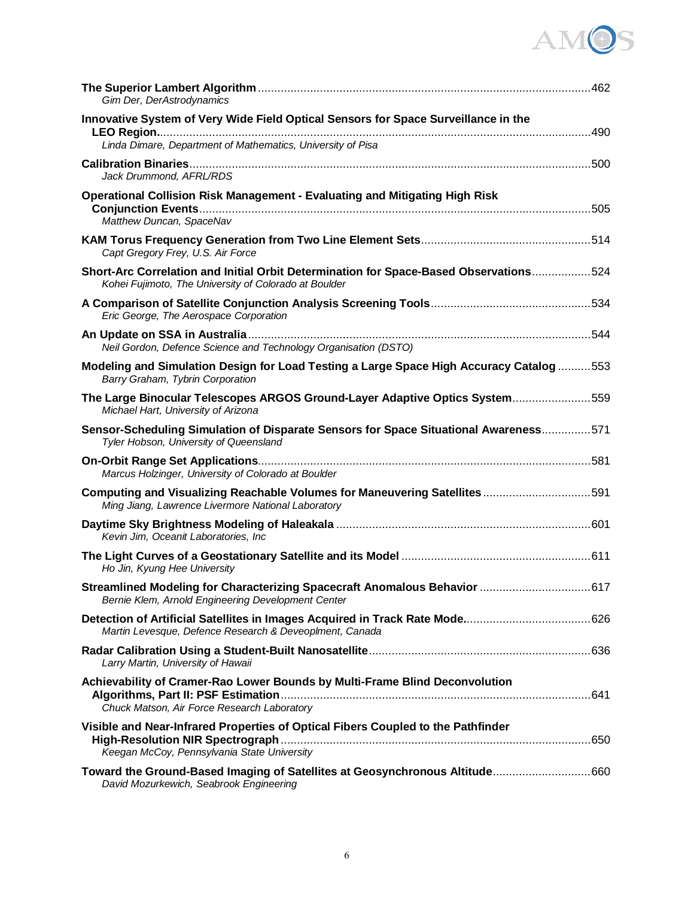**The Superior Lambert Algorithm** ..... 462
*Gim Der, DerAstrodynamics*

**Innovative System of Very Wide Field Optical Sensors for Space Surveillance in the LEO Region** ..... 490
*Linda Dimare, Department of Mathematics, University of Pisa*

**Calibration Binaries** ..... 500
*Jack Drummond, AFRL/RDS*

**Operational Collision Risk Management - Evaluating and Mitigating High Risk Conjunction Events** ..... 505
*Matthew Duncan, SpaceNav*

**KAM Torus Frequency Generation from Two Line Element Sets** ..... 514
*Capt Gregory Frey, U.S. Air Force*

**Short-Arc Correlation and Initial Orbit Determination for Space-Based Observations** ..... 524
*Kohei Fujimoto, The University of Colorado at Boulder*

**A Comparison of Satellite Conjunction Analysis Screening Tools** ..... 534
*Eric George, The Aerospace Corporation*

**An Update on SSA in Australia** ..... 544
*Neil Gordon, Defence Science and Technology Organisation (DSTO)*

**Modeling and Simulation Design for Load Testing a Large Space High Accuracy Catalog** ..... 553
*Barry Graham, Tybrin Corporation*

**The Large Binocular Telescopes ARGOS Ground-Layer Adaptive Optics System** ..... 559
*Michael Hart, University of Arizona*

**Sensor-Scheduling Simulation of Disparate Sensors for Space Situational Awareness** ..... 571
*Tyler Hobson, University of Queensland*

**On-Orbit Range Set Applications** ..... 581
*Marcus Holzinger, University of Colorado at Boulder*

**Computing and Visualizing Reachable Volumes for Maneuvering Satellites** ..... 591
*Ming Jiang, Lawrence Livermore National Laboratory*

**Daytime Sky Brightness Modeling of Haleakala** ..... 601
*Kevin Jim, Oceanit Laboratories, Inc*

**The Light Curves of a Geostationary Satellite and its Model** ..... 611
*Ho Jin, Kyung Hee University*

**Streamlined Modeling for Characterizing Spacecraft Anomalous Behavior** ..... 617
*Bernie Klem, Arnold Engineering Development Center*

**Detection of Artificial Satellites in Images Acquired in Track Rate Mode.** ..... 626
*Martin Levesque, Defence Research & Deveoplment, Canada*

**Radar Calibration Using a Student-Built Nanosatellite** ..... 636
*Larry Martin, University of Hawaii*

**Achievability of Cramer-Rao Lower Bounds by Multi-Frame Blind Deconvolution Algorithms, Part II: PSF Estimation** ..... 641
*Chuck Matson, Air Force Research Laboratory*

**Visible and Near-Infrared Properties of Optical Fibers Coupled to the Pathfinder High-Resolution NIR Spectrograph** ..... 650
*Keegan McCoy, Pennsylvania State University*

**Toward the Ground-Based Imaging of Satellites at Geosynchronous Altitude** ..... 660
*David Mozurkewich, Seabrook Engineering*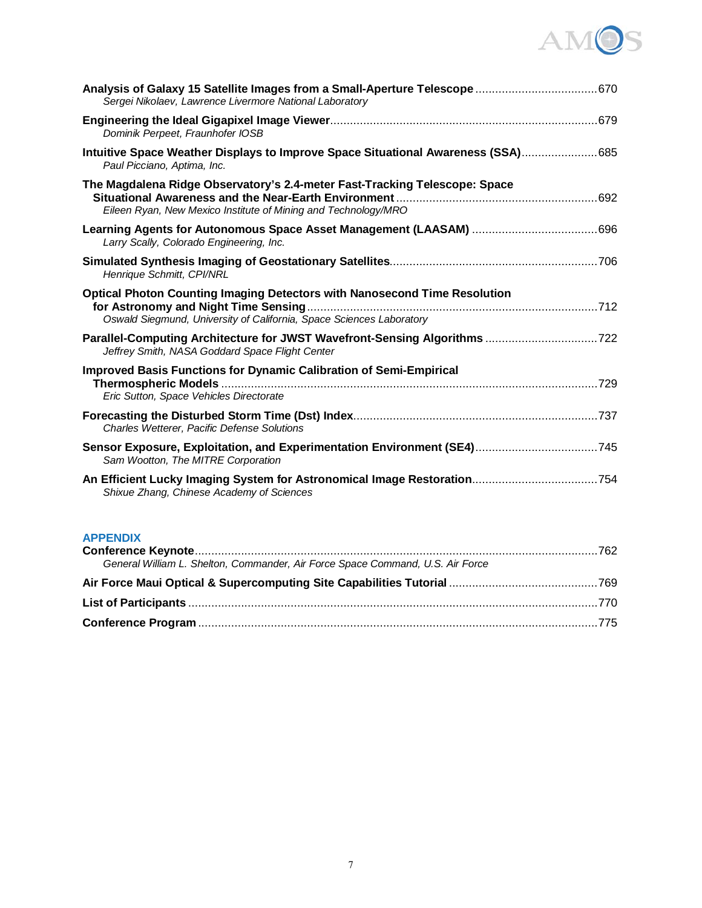**Analysis of Galaxy 15 Satellite Images from a Small-Aperture Telescope** ..................................... 670
*Sergei Nikolaev, Lawrence Livermore National Laboratory*

**Engineering the Ideal Gigapixel Image Viewer** ..................................................................................... 679
*Dominik Perpeet, Fraunhofer IOSB*

**Intuitive Space Weather Displays to Improve Space Situational Awareness (SSA)** ....................... 685
*Paul Picciano, Aptima, Inc.*

**The Magdalena Ridge Observatory's 2.4-meter Fast-Tracking Telescope: Space Situational Awareness and the Near-Earth Environment** ............................................................ 692
*Eileen Ryan, New Mexico Institute of Mining and Technology/MRO*

**Learning Agents for Autonomous Space Asset Management (LAASAM)** ...................................... 696
*Larry Scally, Colorado Engineering, Inc.*

**Simulated Synthesis Imaging of Geostationary Satellites** ............................................................... 706
*Henrique Schmitt, CPI/NRL*

**Optical Photon Counting Imaging Detectors with Nanosecond Time Resolution for Astronomy and Night Time Sensing** ........................................................................................ 712
*Oswald Siegmund, University of California, Space Sciences Laboratory*

**Parallel-Computing Architecture for JWST Wavefront-Sensing Algorithms** .................................. 722
*Jeffrey Smith, NASA Goddard Space Flight Center*

**Improved Basis Functions for Dynamic Calibration of Semi-Empirical Thermospheric Models** ................................................................................................................. 729
*Eric Sutton, Space Vehicles Directorate*

**Forecasting the Disturbed Storm Time (Dst) Index** .......................................................................... 737
*Charles Wetterer, Pacific Defense Solutions*

**Sensor Exposure, Exploitation, and Experimentation Environment (SE4)** ..................................... 745
*Sam Wootton, The MITRE Corporation*

**An Efficient Lucky Imaging System for Astronomical Image Restoration** ...................................... 754
*Shixue Zhang, Chinese Academy of Sciences*

## APPENDIX

**Conference Keynote** ........................................................................................................................... 762
*General William L. Shelton, Commander, Air Force Space Command, U.S. Air Force*

**Air Force Maui Optical & Supercomputing Site Capabilities Tutorial** ............................................. 769

**List of Participants** ............................................................................................................................. 770

**Conference Program** .......................................................................................................................... 775